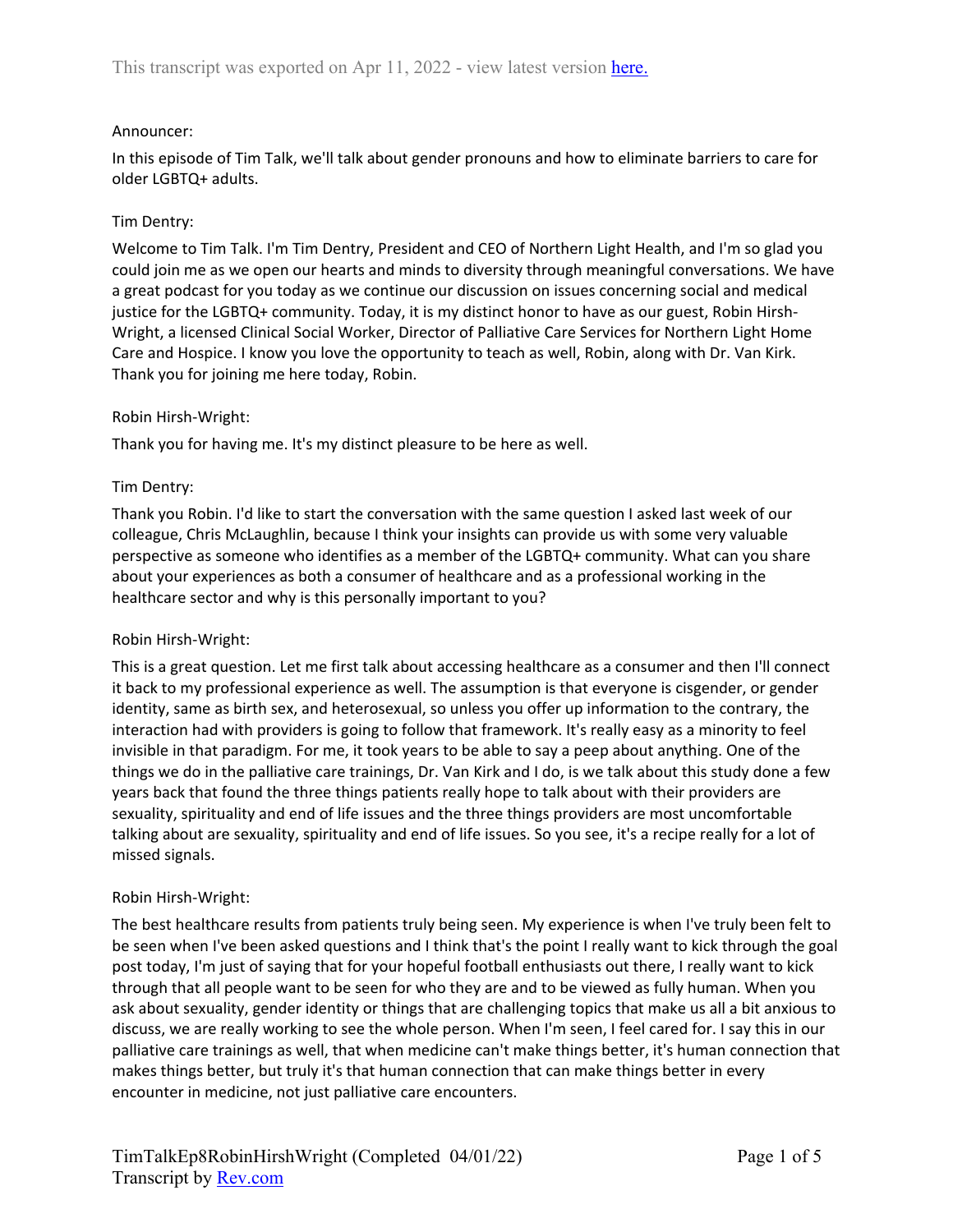This transcript was exported on Apr 11, 2022 - view latest version [here.](here.)

Announcer:

In this episode of Tim Talk, we'll talk about gender pronouns and how to eliminate barriers to care for older LGBTQ+ adults.

Tim Dentry:

Welcome to Tim Talk. I'm Tim Dentry, President and CEO of Northern Light Health, and I'm so glad you could join me as we open our hearts and minds to diversity through meaningful conversations. We have a great podcast for you today as we continue our discussion on issues concerning social and medical justice for the LGBTQ+ community. Today, it is my distinct honor to have as our guest, Robin Hirsh-Wright, a licensed Clinical Social Worker, Director of Palliative Care Services for Northern Light Home Care and Hospice. I know you love the opportunity to teach as well, Robin, along with Dr. Van Kirk. Thank you for joining me here today, Robin.

Robin Hirsh-Wright:

Thank you for having me. It's my distinct pleasure to be here as well.

Tim Dentry:

Thank you Robin. I'd like to start the conversation with the same question I asked last week of our colleague, Chris McLaughlin, because I think your insights can provide us with some very valuable perspective as someone who identifies as a member of the LGBTQ+ community. What can you share about your experiences as both a consumer of healthcare and as a professional working in the healthcare sector and why is this personally important to you?

Robin Hirsh-Wright:

This is a great question. Let me first talk about accessing healthcare as a consumer and then I'll connect it back to my professional experience as well. The assumption is that everyone is cisgender, or gender identity, same as birth sex, and heterosexual, so unless you offer up information to the contrary, the interaction had with providers is going to follow that framework. It's really easy as a minority to feel invisible in that paradigm. For me, it took years to be able to say a peep about anything. One of the things we do in the palliative care trainings, Dr. Van Kirk and I do, is we talk about this study done a few years back that found the three things patients really hope to talk about with their providers are sexuality, spirituality and end of life issues and the three things providers are most uncomfortable talking about are sexuality, spirituality and end of life issues. So you see, it's a recipe really for a lot of missed signals.

Robin Hirsh-Wright:

The best healthcare results from patients truly being seen. My experience is when I've truly been felt to be seen when I've been asked questions and I think that's the point I really want to kick through the goal post today, I'm just of saying that for your hopeful football enthusiasts out there, I really want to kick through that all people want to be seen for who they are and to be viewed as fully human. When you ask about sexuality, gender identity or things that are challenging topics that make us all a bit anxious to discuss, we are really working to see the whole person. When I'm seen, I feel cared for. I say this in our palliative care trainings as well, that when medicine can't make things better, it's human connection that makes things better, but truly it's that human connection that can make things better in every encounter in medicine, not just palliative care encounters.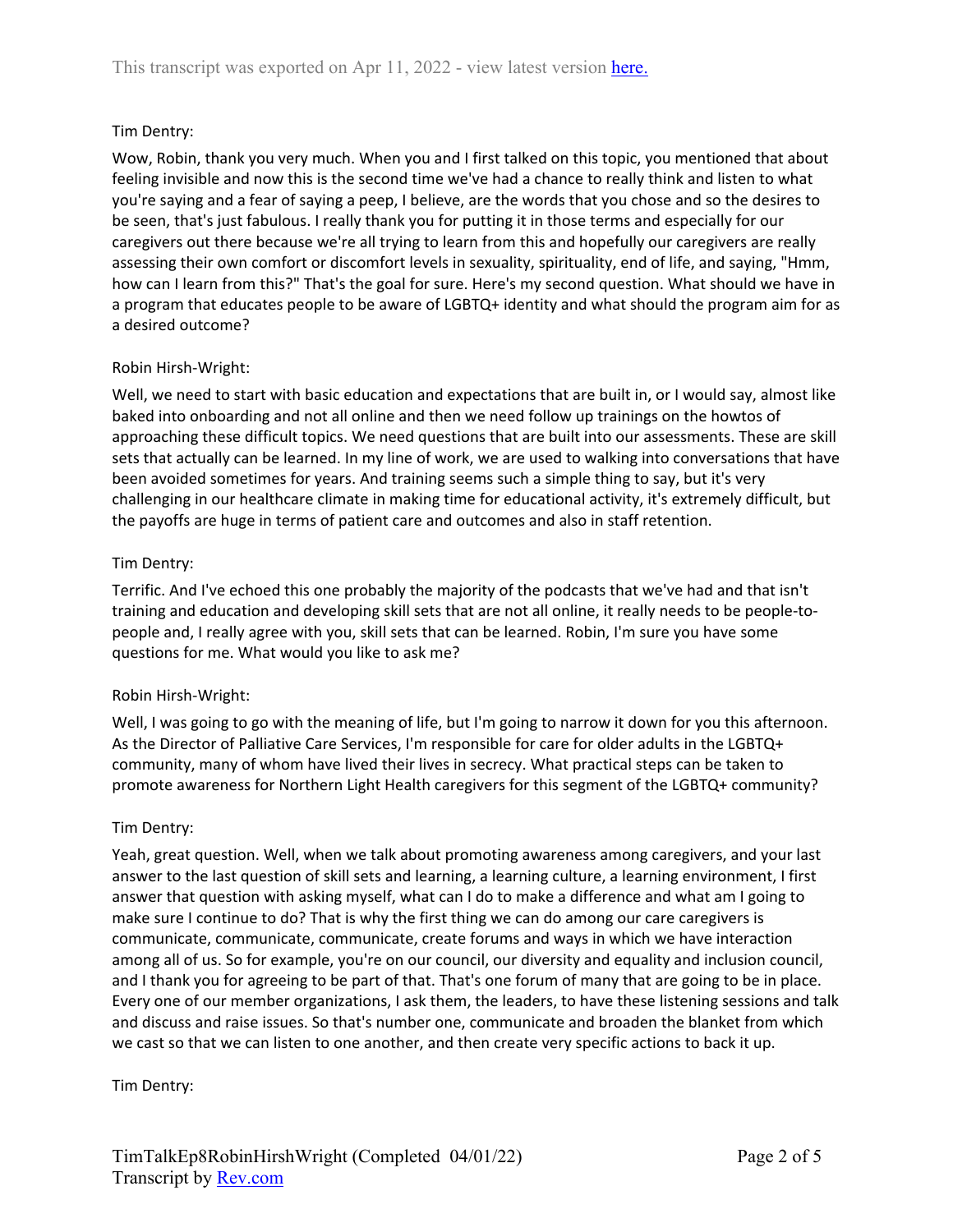Tim Dentry:

Wow, Robin, thank you very much. When you and I first talked on this topic, you mentioned that about feeling invisible and now this is the second time we've had a chance to really think and listen to what you're saying and a fear of saying a peep, I believe, are the words that you chose and so the desires to be seen, that's just fabulous. I really thank you for putting it in those terms and especially for our caregivers out there because we're all trying to learn from this and hopefully our caregivers are really assessing their own comfort or discomfort levels in sexuality, spirituality, end of life, and saying, "Hmm, how can I learn from this?" That's the goal for sure. Here's my second question. What should we have in a program that educates people to be aware of LGBTQ+ identity and what should the program aim for as a desired outcome?

Robin Hirsh-Wright:

Well, we need to start with basic education and expectations that are built in, or I would say, almost like baked into onboarding and not all online and then we need follow up trainings on the howtos of approaching these difficult topics. We need questions that are built into our assessments. These are skill sets that actually can be learned. In my line of work, we are used to walking into conversations that have been avoided sometimes for years. And training seems such a simple thing to say, but it's very challenging in our healthcare climate in making time for educational activity, it's extremely difficult, but the payoffs are huge in terms of patient care and outcomes and also in staff retention.

Tim Dentry:

Terrific. And I've echoed this one probably the majority of the podcasts that we've had and that isn't training and education and developing skill sets that are not all online, it really needs to be people-to-people and, I really agree with you, skill sets that can be learned. Robin, I'm sure you have some questions for me. What would you like to ask me?

Robin Hirsh-Wright:

Well, I was going to go with the meaning of life, but I'm going to narrow it down for you this afternoon. As the Director of Palliative Care Services, I'm responsible for care for older adults in the LGBTQ+ community, many of whom have lived their lives in secrecy. What practical steps can be taken to promote awareness for Northern Light Health caregivers for this segment of the LGBTQ+ community?

Tim Dentry:

Yeah, great question. Well, when we talk about promoting awareness among caregivers, and your last answer to the last question of skill sets and learning, a learning culture, a learning environment, I first answer that question with asking myself, what can I do to make a difference and what am I going to make sure I continue to do? That is why the first thing we can do among our care caregivers is communicate, communicate, communicate, create forums and ways in which we have interaction among all of us. So for example, you're on our council, our diversity and equality and inclusion council, and I thank you for agreeing to be part of that. That's one forum of many that are going to be in place. Every one of our member organizations, I ask them, the leaders, to have these listening sessions and talk and discuss and raise issues. So that's number one, communicate and broaden the blanket from which we cast so that we can listen to one another, and then create very specific actions to back it up.

Tim Dentry: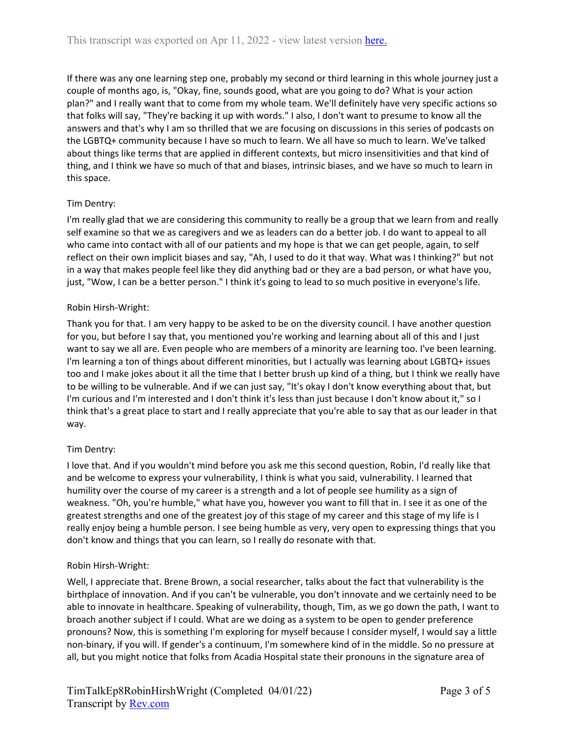If there was any one learning step one, probably my second or third learning in this whole journey just a couple of months ago, is, "Okay, fine, sounds good, what are you going to do? What is your action plan?" and I really want that to come from my whole team. We'll definitely have very specific actions so that folks will say, "They're backing it up with words." I also, I don't want to presume to know all the answers and that's why I am so thrilled that we are focusing on discussions in this series of podcasts on the LGBTQ+ community because I have so much to learn. We all have so much to learn. We've talked about things like terms that are applied in different contexts, but micro insensitivities and that kind of thing, and I think we have so much of that and biases, intrinsic biases, and we have so much to learn in this space.

Tim Dentry:

I'm really glad that we are considering this community to really be a group that we learn from and really self examine so that we as caregivers and we as leaders can do a better job. I do want to appeal to all who came into contact with all of our patients and my hope is that we can get people, again, to self reflect on their own implicit biases and say, "Ah, I used to do it that way. What was I thinking?" but not in a way that makes people feel like they did anything bad or they are a bad person, or what have you, just, "Wow, I can be a better person." I think it's going to lead to so much positive in everyone's life.

Robin Hirsh-Wright:

Thank you for that. I am very happy to be asked to be on the diversity council. I have another question for you, but before I say that, you mentioned you're working and learning about all of this and I just want to say we all are. Even people who are members of a minority are learning too. I've been learning. I'm learning a ton of things about different minorities, but I actually was learning about LGBTQ+ issues too and I make jokes about it all the time that I better brush up kind of a thing, but I think we really have to be willing to be vulnerable. And if we can just say, "It's okay I don't know everything about that, but I'm curious and I'm interested and I don't think it's less than just because I don't know about it," so I think that's a great place to start and I really appreciate that you're able to say that as our leader in that way.

Tim Dentry:

I love that. And if you wouldn't mind before you ask me this second question, Robin, I'd really like that and be welcome to express your vulnerability, I think is what you said, vulnerability. I learned that humility over the course of my career is a strength and a lot of people see humility as a sign of weakness. "Oh, you're humble," what have you, however you want to fill that in. I see it as one of the greatest strengths and one of the greatest joy of this stage of my career and this stage of my life is I really enjoy being a humble person. I see being humble as very, very open to expressing things that you don't know and things that you can learn, so I really do resonate with that.

Robin Hirsh-Wright:

Well, I appreciate that. Brene Brown, a social researcher, talks about the fact that vulnerability is the birthplace of innovation. And if you can't be vulnerable, you don't innovate and we certainly need to be able to innovate in healthcare. Speaking of vulnerability, though, Tim, as we go down the path, I want to broach another subject if I could. What are we doing as a system to be open to gender preference pronouns? Now, this is something I'm exploring for myself because I consider myself, I would say a little non-binary, if you will. If gender's a continuum, I'm somewhere kind of in the middle. So no pressure at all, but you might notice that folks from Acadia Hospital state their pronouns in the signature area of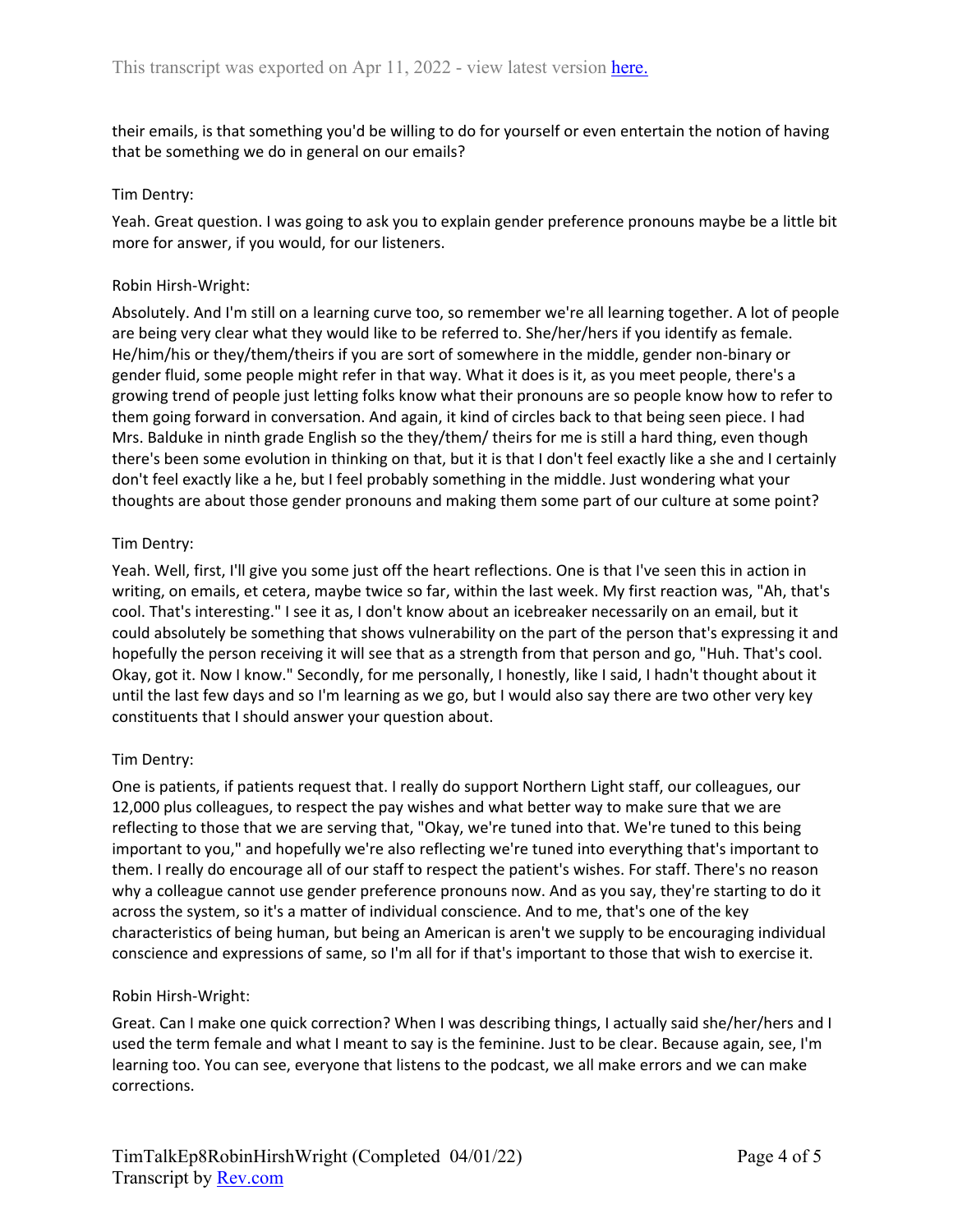their emails, is that something you'd be willing to do for yourself or even entertain the notion of having that be something we do in general on our emails?

Tim Dentry:

Yeah. Great question. I was going to ask you to explain gender preference pronouns maybe be a little bit more for answer, if you would, for our listeners.

Robin Hirsh-Wright:

Absolutely. And I'm still on a learning curve too, so remember we're all learning together. A lot of people are being very clear what they would like to be referred to. She/her/hers if you identify as female. He/him/his or they/them/theirs if you are sort of somewhere in the middle, gender non-binary or gender fluid, some people might refer in that way. What it does is it, as you meet people, there's a growing trend of people just letting folks know what their pronouns are so people know how to refer to them going forward in conversation. And again, it kind of circles back to that being seen piece. I had Mrs. Balduke in ninth grade English so the they/them/ theirs for me is still a hard thing, even though there's been some evolution in thinking on that, but it is that I don't feel exactly like a she and I certainly don't feel exactly like a he, but I feel probably something in the middle. Just wondering what your thoughts are about those gender pronouns and making them some part of our culture at some point?

Tim Dentry:

Yeah. Well, first, I'll give you some just off the heart reflections. One is that I've seen this in action in writing, on emails, et cetera, maybe twice so far, within the last week. My first reaction was, "Ah, that's cool. That's interesting." I see it as, I don't know about an icebreaker necessarily on an email, but it could absolutely be something that shows vulnerability on the part of the person that's expressing it and hopefully the person receiving it will see that as a strength from that person and go, "Huh. That's cool. Okay, got it. Now I know." Secondly, for me personally, I honestly, like I said, I hadn't thought about it until the last few days and so I'm learning as we go, but I would also say there are two other very key constituents that I should answer your question about.

Tim Dentry:

One is patients, if patients request that. I really do support Northern Light staff, our colleagues, our 12,000 plus colleagues, to respect the pay wishes and what better way to make sure that we are reflecting to those that we are serving that, "Okay, we're tuned into that. We're tuned to this being important to you," and hopefully we're also reflecting we're tuned into everything that's important to them. I really do encourage all of our staff to respect the patient's wishes. For staff. There's no reason why a colleague cannot use gender preference pronouns now. And as you say, they're starting to do it across the system, so it's a matter of individual conscience. And to me, that's one of the key characteristics of being human, but being an American is aren't we supply to be encouraging individual conscience and expressions of same, so I'm all for if that's important to those that wish to exercise it.

Robin Hirsh-Wright:

Great. Can I make one quick correction? When I was describing things, I actually said she/her/hers and I used the term female and what I meant to say is the feminine. Just to be clear. Because again, see, I'm learning too. You can see, everyone that listens to the podcast, we all make errors and we can make corrections.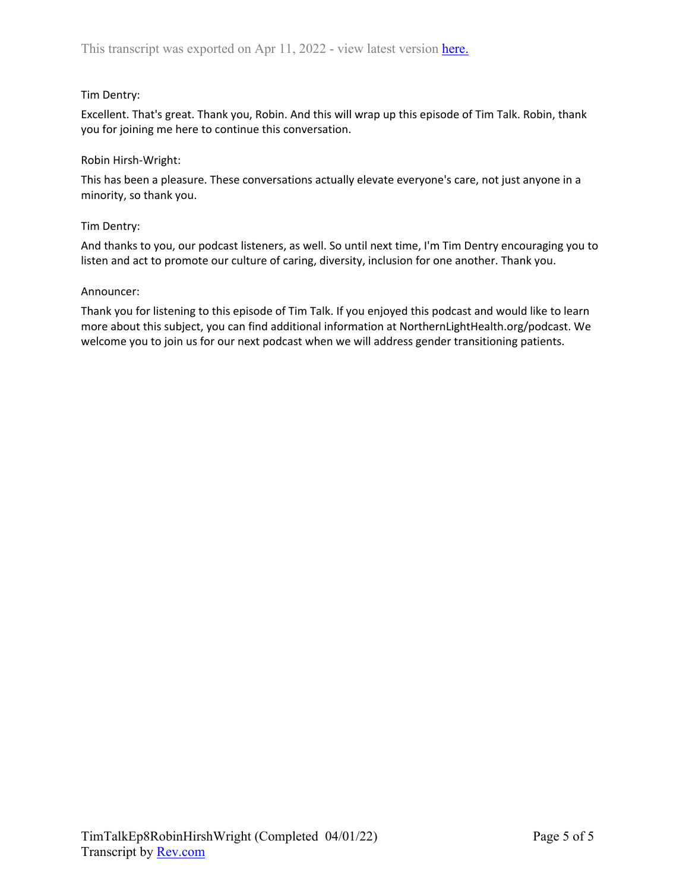Tim Dentry:

Excellent. That's great. Thank you, Robin. And this will wrap up this episode of Tim Talk. Robin, thank you for joining me here to continue this conversation.

Robin Hirsh-Wright:

This has been a pleasure. These conversations actually elevate everyone's care, not just anyone in a minority, so thank you.

Tim Dentry:

And thanks to you, our podcast listeners, as well. So until next time, I'm Tim Dentry encouraging you to listen and act to promote our culture of caring, diversity, inclusion for one another. Thank you.

Announcer:

Thank you for listening to this episode of Tim Talk. If you enjoyed this podcast and would like to learn more about this subject, you can find additional information at NorthernLightHealth.org/podcast. We welcome you to join us for our next podcast when we will address gender transitioning patients.